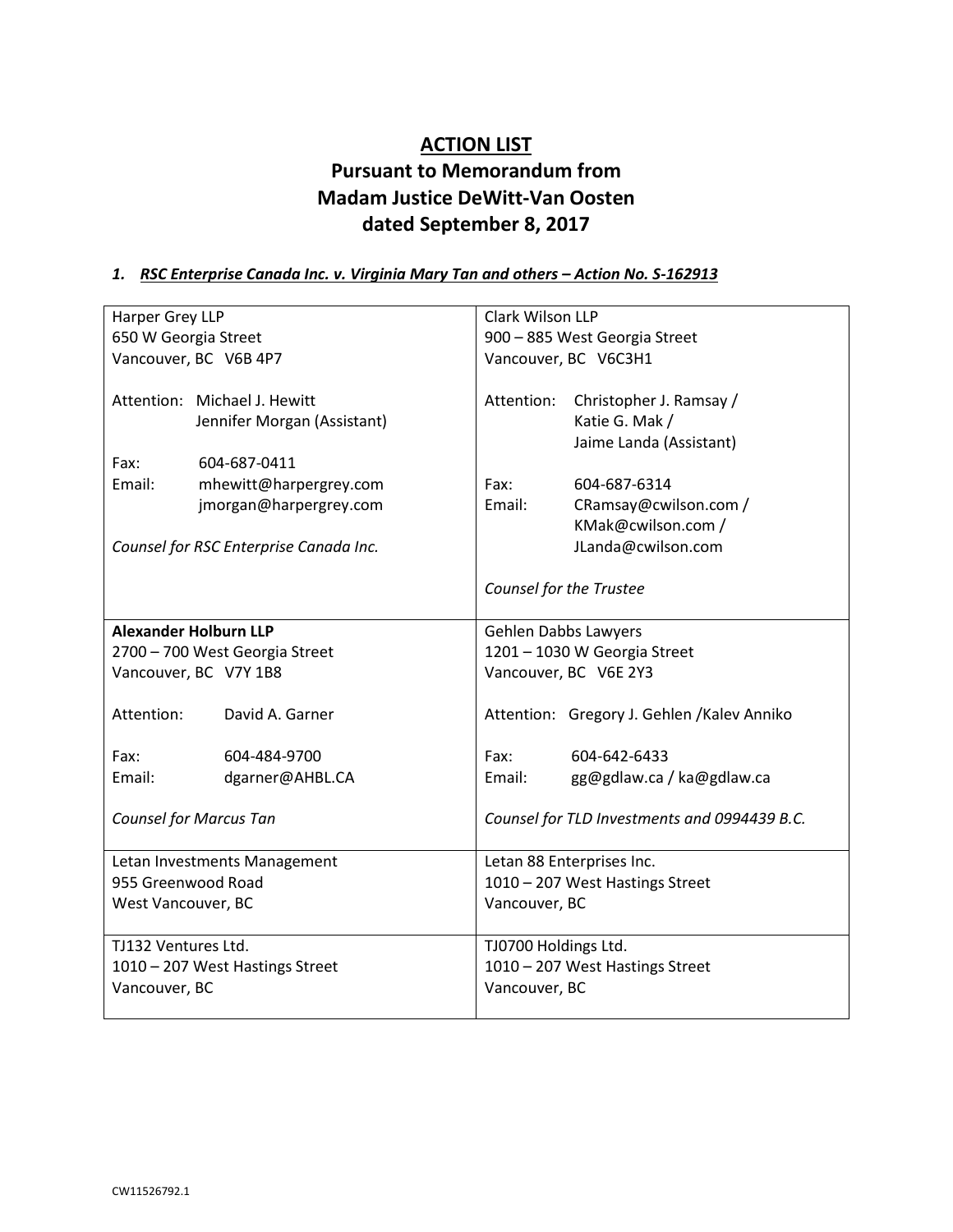# ACTION LIST
## Pursuant to Memorandum from Madam Justice DeWitt-Van Oosten dated September 8, 2017

### *1. RSC Enterprise Canada Inc. v. Virginia Mary Tan and others – Action No. S-162913*

| | |
|---|---|
| Harper Grey LLP<br>650 W Georgia Street<br>Vancouver, BC V6B 4P7<br><br>Attention: Michael J. Hewitt<br>Jennifer Morgan (Assistant)<br><br>Fax: 604-687-0411<br>Email: mhewitt@harpergrey.com<br>jmorgan@harpergrey.com<br><br>*Counsel for RSC Enterprise Canada Inc.* | Clark Wilson LLP<br>900 – 885 West Georgia Street<br>Vancouver, BC V6C3H1<br><br>Attention: Christopher J. Ramsay /<br>Katie G. Mak /<br>Jaime Landa (Assistant)<br><br>Fax: 604-687-6314<br>Email: CRamsay@cwilson.com /<br>KMak@cwilson.com /<br>JLanda@cwilson.com<br><br>*Counsel for the Trustee* |
| **Alexander Holburn LLP**<br>2700 – 700 West Georgia Street<br>Vancouver, BC V7Y 1B8<br><br>Attention: David A. Garner<br><br>Fax: 604-484-9700<br>Email: dgarner@AHBL.CA<br><br>*Counsel for Marcus Tan* | Gehlen Dabbs Lawyers<br>1201 – 1030 W Georgia Street<br>Vancouver, BC V6E 2Y3<br><br>Attention: Gregory J. Gehlen /Kalev Anniko<br><br>Fax: 604-642-6433<br>Email: gg@gdlaw.ca / ka@gdlaw.ca<br><br>*Counsel for TLD Investments and 0994439 B.C.* |
| Letan Investments Management<br>955 Greenwood Road<br>West Vancouver, BC | Letan 88 Enterprises Inc.<br>1010 – 207 West Hastings Street<br>Vancouver, BC |
| TJ132 Ventures Ltd.<br>1010 – 207 West Hastings Street<br>Vancouver, BC | TJ0700 Holdings Ltd.<br>1010 – 207 West Hastings Street<br>Vancouver, BC |

CW11526792.1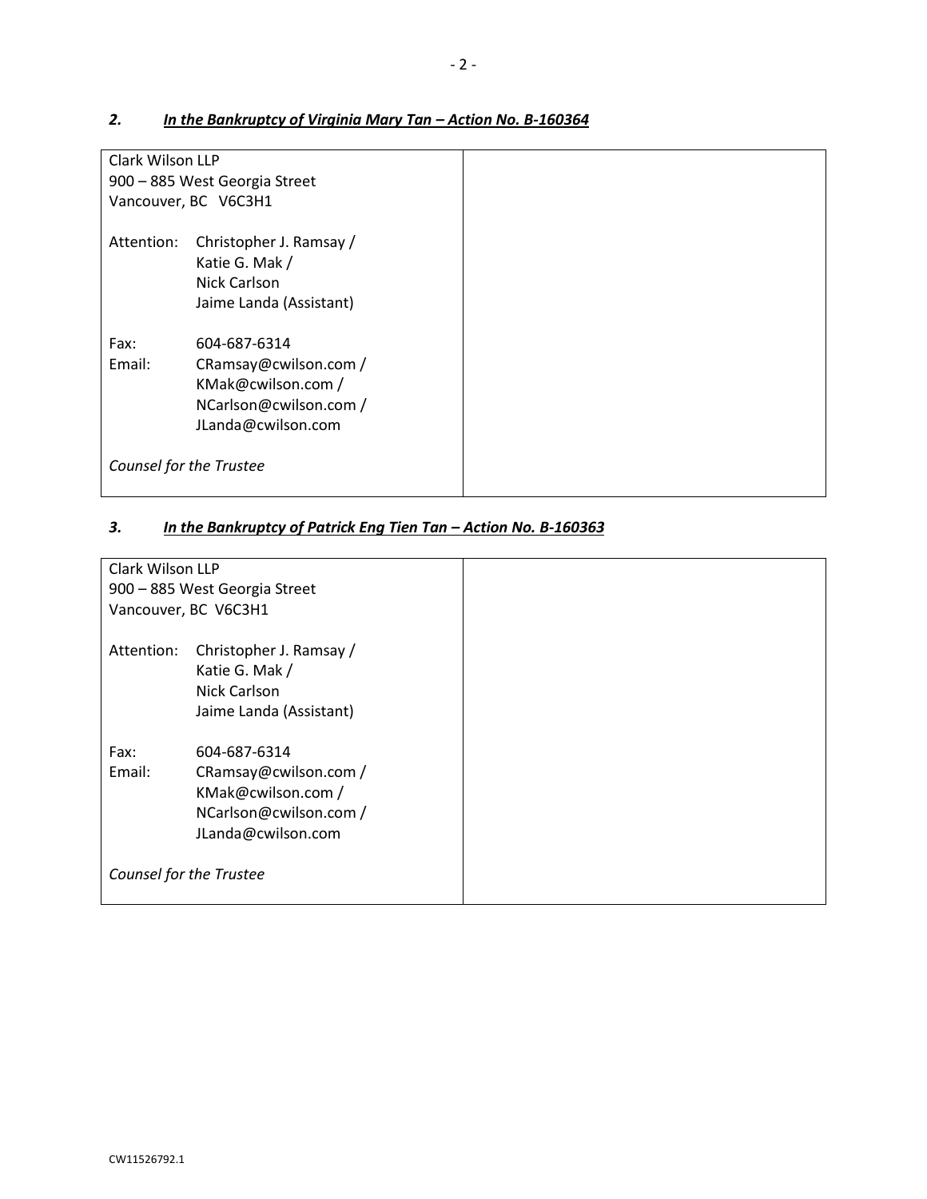### *2. In the Bankruptcy of Virginia Mary Tan – Action No. B-160364*

| | |
|---|---|
| Clark Wilson LLP<br>900 – 885 West Georgia Street<br>Vancouver, BC V6C3H1<br><br>Attention: Christopher J. Ramsay / Katie G. Mak / Nick Carlson Jaime Landa (Assistant)<br><br>Fax: 604-687-6314<br>Email: CRamsay@cwilson.com / KMak@cwilson.com / NCarlson@cwilson.com / JLanda@cwilson.com<br><br>*Counsel for the Trustee* | |

### *3. In the Bankruptcy of Patrick Eng Tien Tan – Action No. B-160363*

| | |
|---|---|
| Clark Wilson LLP<br>900 – 885 West Georgia Street<br>Vancouver, BC V6C3H1<br><br>Attention: Christopher J. Ramsay / Katie G. Mak / Nick Carlson Jaime Landa (Assistant)<br><br>Fax: 604-687-6314<br>Email: CRamsay@cwilson.com / KMak@cwilson.com / NCarlson@cwilson.com / JLanda@cwilson.com<br><br>*Counsel for the Trustee* | |

CW11526792.1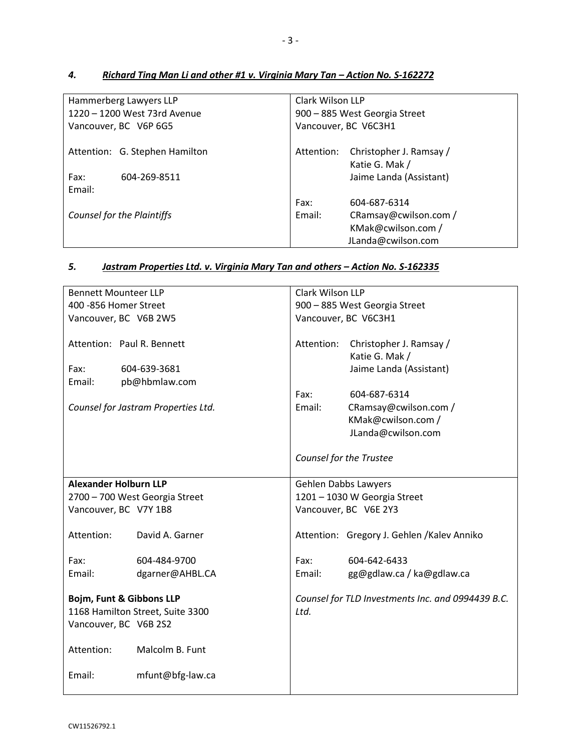## *4. Richard Ting Man Li and other #1 v. Virginia Mary Tan – Action No. S-162272*

| | |
|---|---|
| Hammerberg Lawyers LLP<br>1220 – 1200 West 73rd Avenue<br>Vancouver, BC V6P 6G5<br><br>Attention: G. Stephen Hamilton<br><br>Fax: 604-269-8511<br>Email:<br><br>*Counsel for the Plaintiffs* | Clark Wilson LLP<br>900 – 885 West Georgia Street<br>Vancouver, BC V6C3H1<br><br>Attention: Christopher J. Ramsay / Katie G. Mak / Jaime Landa (Assistant)<br><br>Fax: 604-687-6314<br>Email: CRamsay@cwilson.com / KMak@cwilson.com / JLanda@cwilson.com |

## *5. Jastram Properties Ltd. v. Virginia Mary Tan and others – Action No. S-162335*

| | |
|---|---|
| Bennett Mounteer LLP<br>400 -856 Homer Street<br>Vancouver, BC V6B 2W5<br><br>Attention: Paul R. Bennett<br><br>Fax: 604-639-3681<br>Email: pb@hbmlaw.com<br><br>*Counsel for Jastram Properties Ltd.* | Clark Wilson LLP<br>900 – 885 West Georgia Street<br>Vancouver, BC V6C3H1<br><br>Attention: Christopher J. Ramsay / Katie G. Mak / Jaime Landa (Assistant)<br><br>Fax: 604-687-6314<br>Email: CRamsay@cwilson.com / KMak@cwilson.com / JLanda@cwilson.com<br><br>*Counsel for the Trustee* |
| **Alexander Holburn LLP**<br>2700 – 700 West Georgia Street<br>Vancouver, BC V7Y 1B8<br><br>Attention: David A. Garner<br><br>Fax: 604-484-9700<br>Email: dgarner@AHBL.CA<br><br>**Bojm, Funt & Gibbons LLP**<br>1168 Hamilton Street, Suite 3300<br>Vancouver, BC V6B 2S2<br><br>Attention: Malcolm B. Funt<br><br>Email: mfunt@bfg-law.ca | Gehlen Dabbs Lawyers<br>1201 – 1030 W Georgia Street<br>Vancouver, BC V6E 2Y3<br><br>Attention: Gregory J. Gehlen /Kalev Anniko<br><br>Fax: 604-642-6433<br>Email: gg@gdlaw.ca / ka@gdlaw.ca<br><br>*Counsel for TLD Investments Inc. and 0994439 B.C. Ltd.* |

CW11526792.1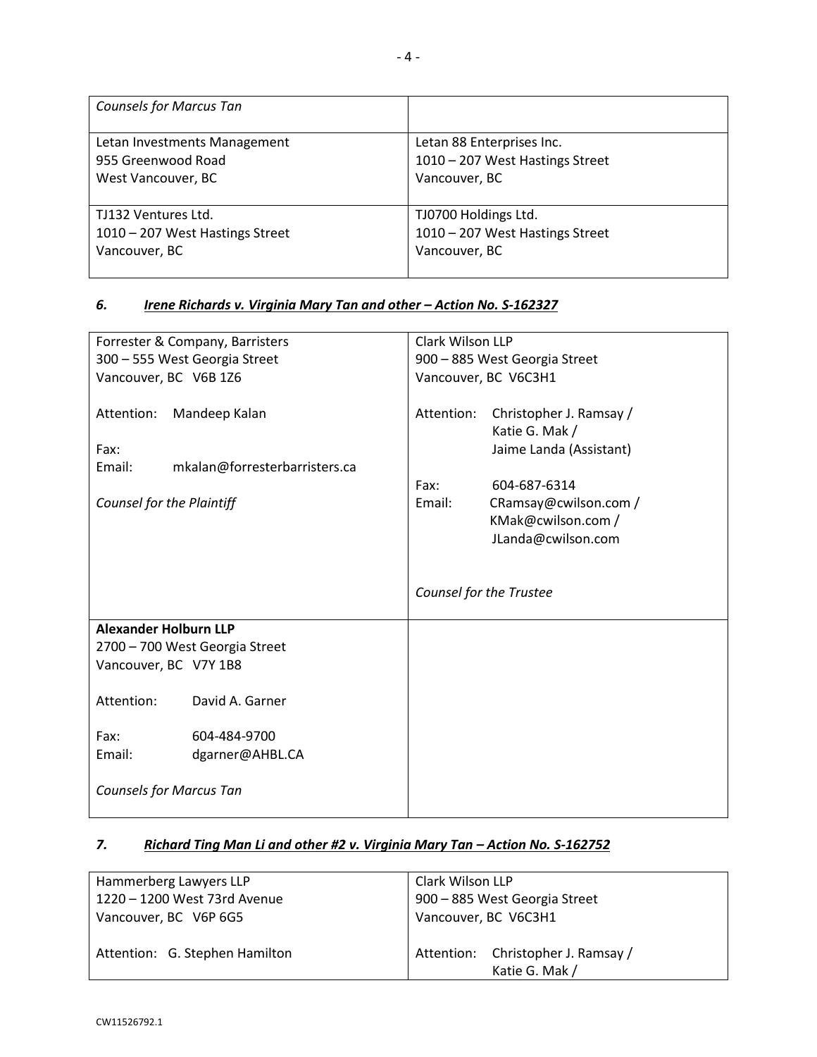| | |
|---|---|
| *Counsels for Marcus Tan* | |
| Letan Investments Management<br>955 Greenwood Road<br>West Vancouver, BC | Letan 88 Enterprises Inc.<br>1010 – 207 West Hastings Street<br>Vancouver, BC |
| TJ132 Ventures Ltd.<br>1010 – 207 West Hastings Street<br>Vancouver, BC | TJ0700 Holdings Ltd.<br>1010 – 207 West Hastings Street<br>Vancouver, BC |

### *6. Irene Richards v. Virginia Mary Tan and other – Action No. S-162327*

| | |
|---|---|
| Forrester & Company, Barristers<br>300 – 555 West Georgia Street<br>Vancouver, BC V6B 1Z6<br><br>Attention: Mandeep Kalan<br><br>Fax:<br>Email: mkalan@forresterbarristers.ca<br><br>*Counsel for the Plaintiff* | Clark Wilson LLP<br>900 – 885 West Georgia Street<br>Vancouver, BC V6C3H1<br><br>Attention: Christopher J. Ramsay / Katie G. Mak / Jaime Landa (Assistant)<br><br>Fax: 604-687-6314<br>Email: CRamsay@cwilson.com / KMak@cwilson.com / JLanda@cwilson.com<br><br>*Counsel for the Trustee* |
| **Alexander Holburn LLP**<br>2700 – 700 West Georgia Street<br>Vancouver, BC V7Y 1B8<br><br>Attention: David A. Garner<br><br>Fax: 604-484-9700<br>Email: dgarner@AHBL.CA<br><br>*Counsels for Marcus Tan* | |

### *7. Richard Ting Man Li and other #2 v. Virginia Mary Tan – Action No. S-162752*

| | |
|---|---|
| Hammerberg Lawyers LLP<br>1220 – 1200 West 73rd Avenue<br>Vancouver, BC V6P 6G5<br><br>Attention: G. Stephen Hamilton | Clark Wilson LLP<br>900 – 885 West Georgia Street<br>Vancouver, BC V6C3H1<br><br>Attention: Christopher J. Ramsay / Katie G. Mak / |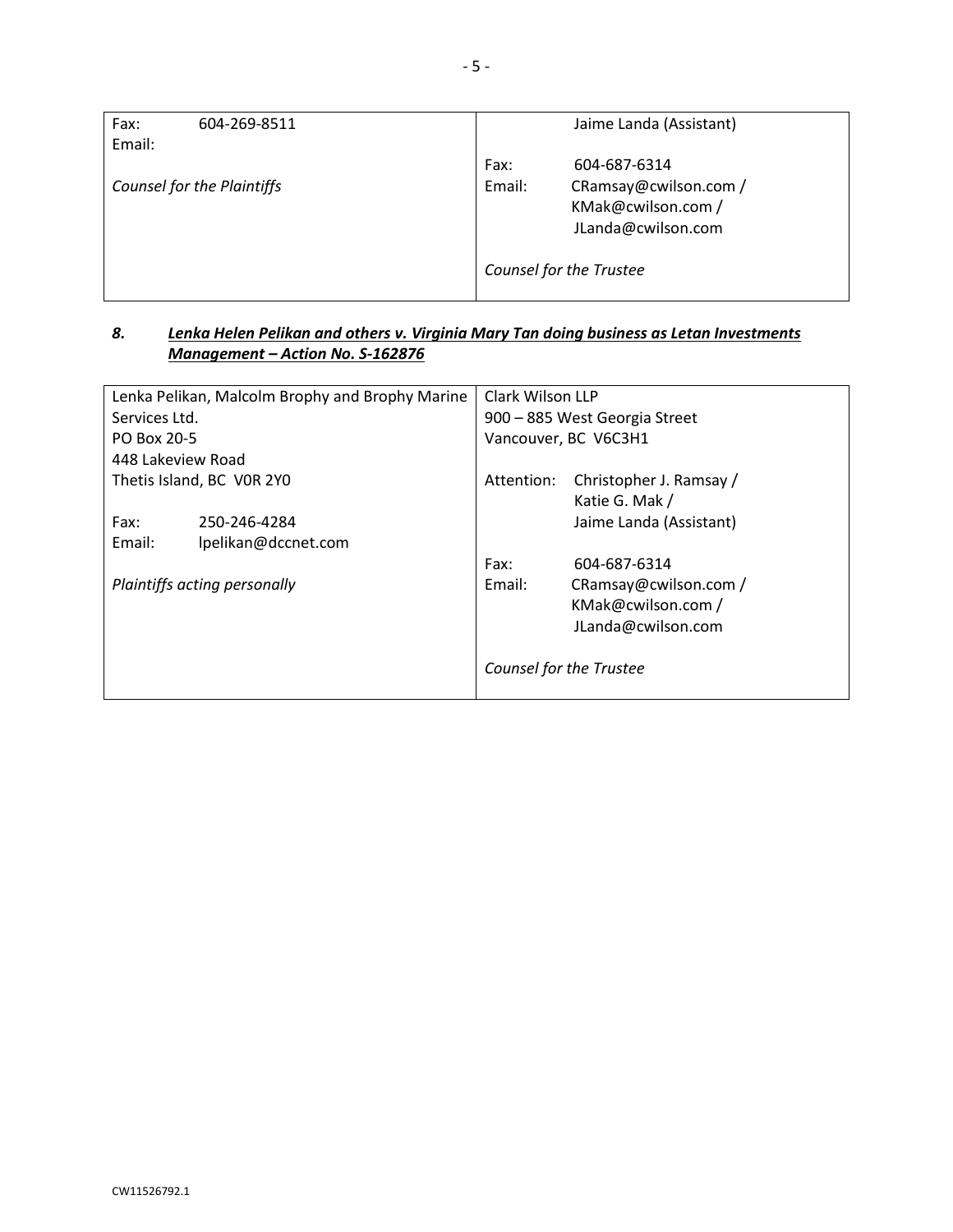| | |
|---|---|
| Fax: 604-269-8511<br>Email:<br><br>*Counsel for the Plaintiffs* | Jaime Landa (Assistant)<br><br>Fax: 604-687-6314<br>Email: CRamsay@cwilson.com / KMak@cwilson.com / JLanda@cwilson.com<br><br>*Counsel for the Trustee* |

### *8.* ***Lenka Helen Pelikan and others v. Virginia Mary Tan doing business as Letan Investments Management – Action No. S-162876***

| | |
|---|---|
| Lenka Pelikan, Malcolm Brophy and Brophy Marine Services Ltd.<br>PO Box 20-5<br>448 Lakeview Road<br>Thetis Island, BC V0R 2Y0<br><br>Fax: 250-246-4284<br>Email: lpelikan@dccnet.com<br><br>*Plaintiffs acting personally* | Clark Wilson LLP<br>900 – 885 West Georgia Street<br>Vancouver, BC V6C3H1<br><br>Attention: Christopher J. Ramsay / Katie G. Mak / Jaime Landa (Assistant)<br><br>Fax: 604-687-6314<br>Email: CRamsay@cwilson.com / KMak@cwilson.com / JLanda@cwilson.com<br><br>*Counsel for the Trustee* |

CW11526792.1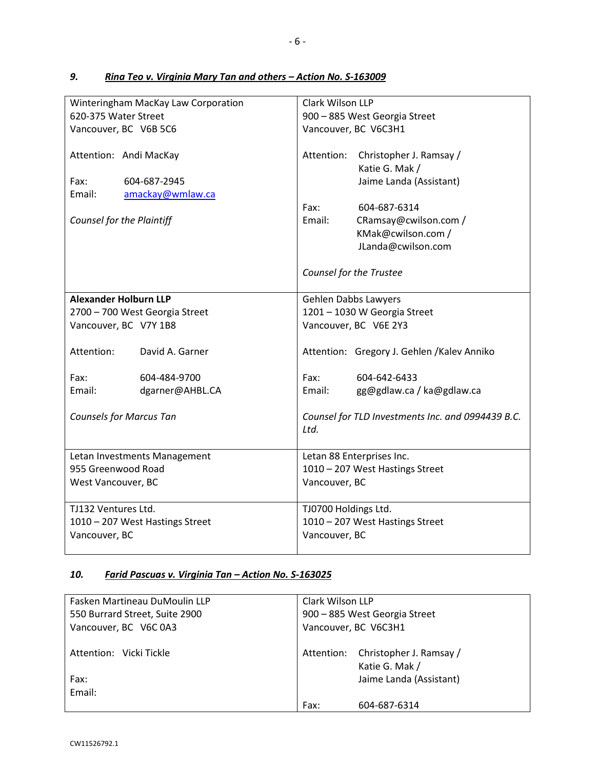### *9. Rina Teo v. Virginia Mary Tan and others – Action No. S-163009*

| | |
|---|---|
| Winteringham MacKay Law Corporation<br>620-375 Water Street<br>Vancouver, BC V6B 5C6<br><br>Attention: Andi MacKay<br><br>Fax: 604-687-2945<br>Email: amackay@wmlaw.ca<br><br>*Counsel for the Plaintiff* | Clark Wilson LLP<br>900 – 885 West Georgia Street<br>Vancouver, BC V6C3H1<br><br>Attention: Christopher J. Ramsay / Katie G. Mak / Jaime Landa (Assistant)<br><br>Fax: 604-687-6314<br>Email: CRamsay@cwilson.com / KMak@cwilson.com / JLanda@cwilson.com<br><br>*Counsel for the Trustee* |
| **Alexander Holburn LLP**<br>2700 – 700 West Georgia Street<br>Vancouver, BC V7Y 1B8<br><br>Attention: David A. Garner<br><br>Fax: 604-484-9700<br>Email: dgarner@AHBL.CA<br><br>*Counsels for Marcus Tan* | Gehlen Dabbs Lawyers<br>1201 – 1030 W Georgia Street<br>Vancouver, BC V6E 2Y3<br><br>Attention: Gregory J. Gehlen /Kalev Anniko<br><br>Fax: 604-642-6433<br>Email: gg@gdlaw.ca / ka@gdlaw.ca<br><br>*Counsel for TLD Investments Inc. and 0994439 B.C. Ltd.* |
| Letan Investments Management<br>955 Greenwood Road<br>West Vancouver, BC | Letan 88 Enterprises Inc.<br>1010 – 207 West Hastings Street<br>Vancouver, BC |
| TJ132 Ventures Ltd.<br>1010 – 207 West Hastings Street<br>Vancouver, BC | TJ0700 Holdings Ltd.<br>1010 – 207 West Hastings Street<br>Vancouver, BC |

### *10. Farid Pascuas v. Virginia Tan – Action No. S-163025*

| | |
|---|---|
| Fasken Martineau DuMoulin LLP<br>550 Burrard Street, Suite 2900<br>Vancouver, BC V6C 0A3<br><br>Attention: Vicki Tickle<br><br>Fax:<br>Email: | Clark Wilson LLP<br>900 – 885 West Georgia Street<br>Vancouver, BC V6C3H1<br><br>Attention: Christopher J. Ramsay / Katie G. Mak / Jaime Landa (Assistant)<br><br>Fax: 604-687-6314 |

CW11526792.1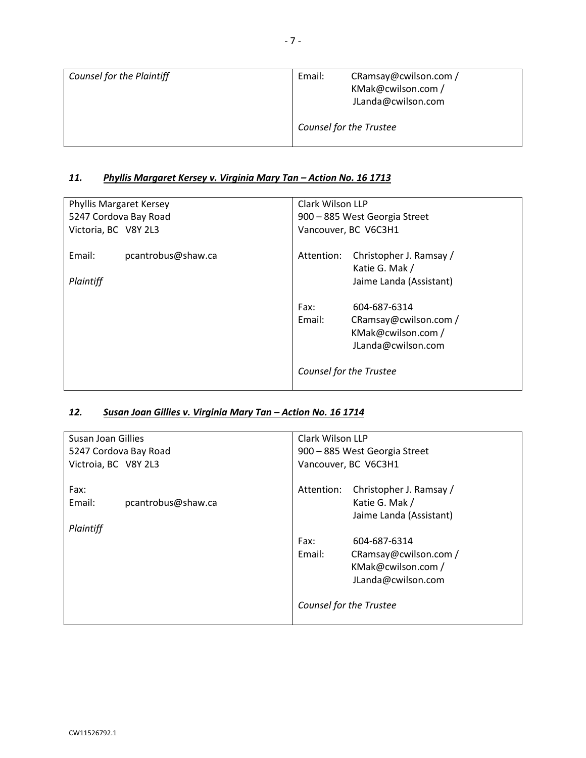| Counsel for the Plaintiff | Email: CRamsay@cwilson.com / KMak@cwilson.com / JLanda@cwilson.com<br><br>*Counsel for the Trustee* |
|---|---|

### *11. Phyllis Margaret Kersey v. Virginia Mary Tan – Action No. 16 1713*

| Phyllis Margaret Kersey<br>5247 Cordova Bay Road<br>Victoria, BC V8Y 2L3<br><br>Email: pcantrobus@shaw.ca<br><br>*Plaintiff* | Clark Wilson LLP<br>900 – 885 West Georgia Street<br>Vancouver, BC V6C3H1<br><br>Attention: Christopher J. Ramsay / Katie G. Mak / Jaime Landa (Assistant)<br><br>Fax: 604-687-6314<br>Email: CRamsay@cwilson.com / KMak@cwilson.com / JLanda@cwilson.com<br><br>*Counsel for the Trustee* |
|---|---|

### *12. Susan Joan Gillies v. Virginia Mary Tan – Action No. 16 1714*

| Susan Joan Gillies<br>5247 Cordova Bay Road<br>Victroia, BC V8Y 2L3<br><br>Fax:<br>Email: pcantrobus@shaw.ca<br><br>*Plaintiff* | Clark Wilson LLP<br>900 – 885 West Georgia Street<br>Vancouver, BC V6C3H1<br><br>Attention: Christopher J. Ramsay / Katie G. Mak / Jaime Landa (Assistant)<br><br>Fax: 604-687-6314<br>Email: CRamsay@cwilson.com / KMak@cwilson.com / JLanda@cwilson.com<br><br>*Counsel for the Trustee* |
|---|---|

CW11526792.1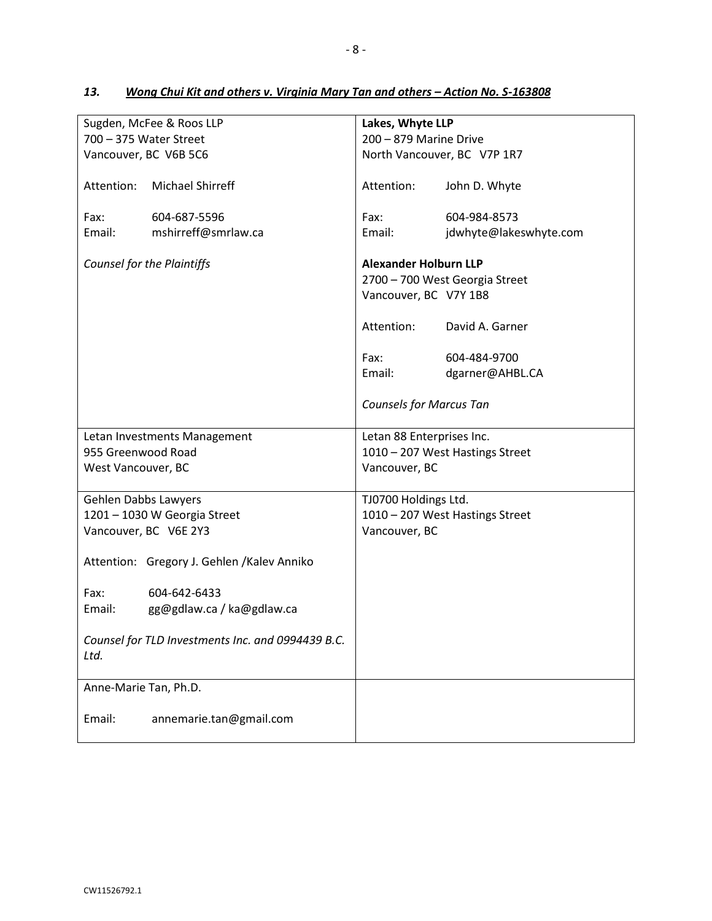### *13. Wong Chui Kit and others v. Virginia Mary Tan and others – Action No. S-163808*

| | |
|---|---|
| Sugden, McFee & Roos LLP<br>700 – 375 Water Street<br>Vancouver, BC V6B 5C6<br><br>Attention: Michael Shirreff<br><br>Fax: 604-687-5596<br>Email: mshirreff@smrlaw.ca<br><br>*Counsel for the Plaintiffs* | **Lakes, Whyte LLP**<br>200 – 879 Marine Drive<br>North Vancouver, BC V7P 1R7<br><br>Attention: John D. Whyte<br><br>Fax: 604-984-8573<br>Email: jdwhyte@lakeswhyte.com<br><br>**Alexander Holburn LLP**<br>2700 – 700 West Georgia Street<br>Vancouver, BC V7Y 1B8<br><br>Attention: David A. Garner<br><br>Fax: 604-484-9700<br>Email: dgarner@AHBL.CA<br><br>*Counsels for Marcus Tan* |
| Letan Investments Management<br>955 Greenwood Road<br>West Vancouver, BC | Letan 88 Enterprises Inc.<br>1010 – 207 West Hastings Street<br>Vancouver, BC |
| Gehlen Dabbs Lawyers<br>1201 – 1030 W Georgia Street<br>Vancouver, BC V6E 2Y3<br><br>Attention: Gregory J. Gehlen /Kalev Anniko<br><br>Fax: 604-642-6433<br>Email: gg@gdlaw.ca / ka@gdlaw.ca<br><br>*Counsel for TLD Investments Inc. and 0994439 B.C. Ltd.* | TJ0700 Holdings Ltd.<br>1010 – 207 West Hastings Street<br>Vancouver, BC |
| Anne-Marie Tan, Ph.D.<br><br>Email: annemarie.tan@gmail.com | |

CW11526792.1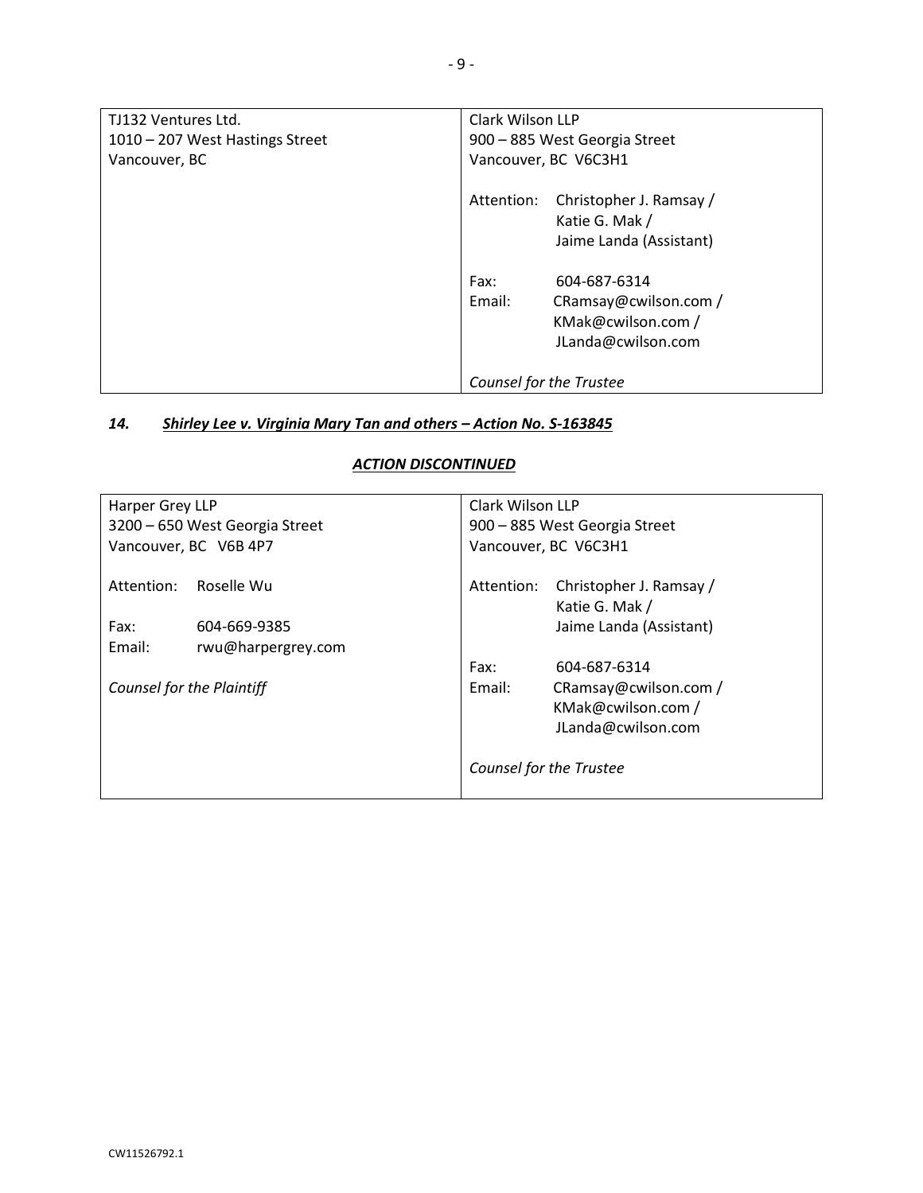| TJ132 Ventures Ltd.<br>1010 – 207 West Hastings Street<br>Vancouver, BC | Clark Wilson LLP<br>900 – 885 West Georgia Street<br>Vancouver, BC V6C3H1<br><br>Attention: Christopher J. Ramsay / Katie G. Mak / Jaime Landa (Assistant)<br><br>Fax: 604-687-6314<br>Email: CRamsay@cwilson.com / KMak@cwilson.com / JLanda@cwilson.com<br><br>*Counsel for the Trustee* |
|---|---|

### ***14. <u>Shirley Lee v. Virginia Mary Tan and others – Action No. S-163845</u>***

***<u>ACTION DISCONTINUED</u>***

| Harper Grey LLP<br>3200 – 650 West Georgia Street<br>Vancouver, BC V6B 4P7<br><br>Attention: Roselle Wu<br><br>Fax: 604-669-9385<br>Email: rwu@harpergrey.com<br><br>*Counsel for the Plaintiff* | Clark Wilson LLP<br>900 – 885 West Georgia Street<br>Vancouver, BC V6C3H1<br><br>Attention: Christopher J. Ramsay / Katie G. Mak / Jaime Landa (Assistant)<br><br>Fax: 604-687-6314<br>Email: CRamsay@cwilson.com / KMak@cwilson.com / JLanda@cwilson.com<br><br>*Counsel for the Trustee* |
|---|---|

CW11526792.1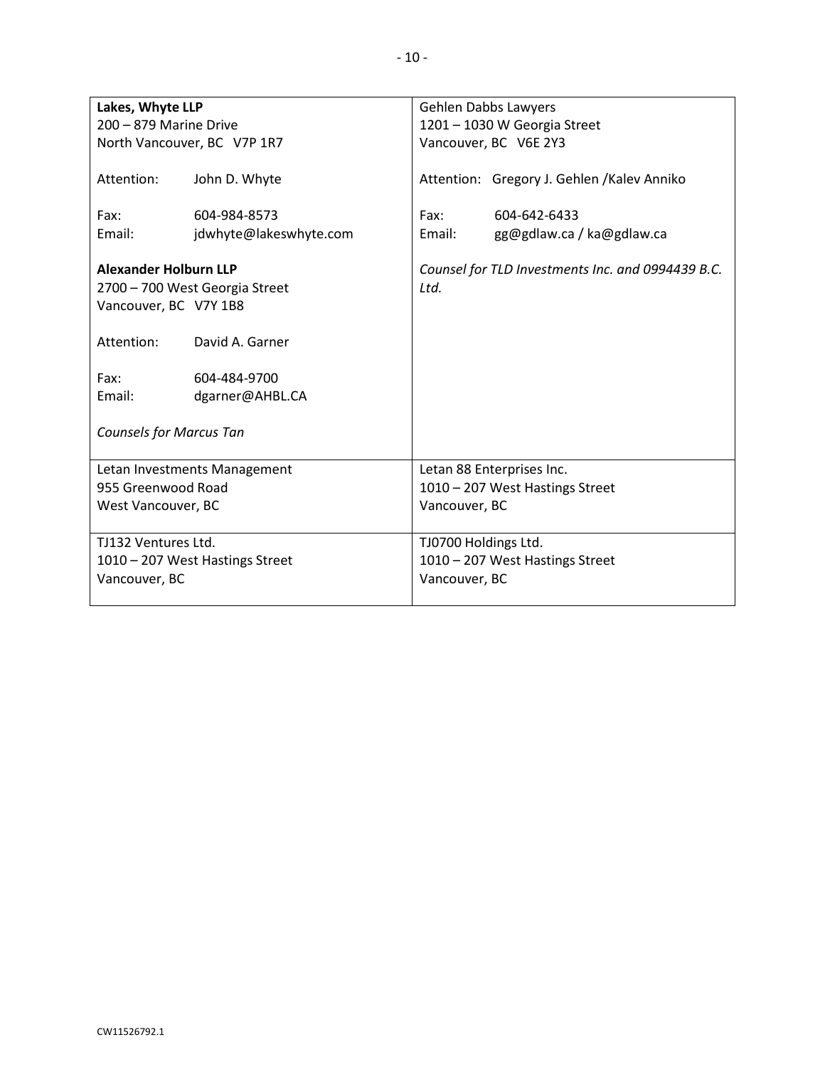| | |
|---|---|
| **Lakes, Whyte LLP**<br>200 – 879 Marine Drive<br>North Vancouver, BC V7P 1R7<br><br>Attention: John D. Whyte<br><br>Fax: 604-984-8573<br>Email: jdwhyte@lakeswhyte.com<br><br>**Alexander Holburn LLP**<br>2700 – 700 West Georgia Street<br>Vancouver, BC V7Y 1B8<br><br>Attention: David A. Garner<br><br>Fax: 604-484-9700<br>Email: dgarner@AHBL.CA<br><br>*Counsels for Marcus Tan* | Gehlen Dabbs Lawyers<br>1201 – 1030 W Georgia Street<br>Vancouver, BC V6E 2Y3<br><br>Attention: Gregory J. Gehlen /Kalev Anniko<br><br>Fax: 604-642-6433<br>Email: gg@gdlaw.ca / ka@gdlaw.ca<br><br>*Counsel for TLD Investments Inc. and 0994439 B.C. Ltd.* |
| Letan Investments Management<br>955 Greenwood Road<br>West Vancouver, BC | Letan 88 Enterprises Inc.<br>1010 – 207 West Hastings Street<br>Vancouver, BC |
| TJ132 Ventures Ltd.<br>1010 – 207 West Hastings Street<br>Vancouver, BC | TJ0700 Holdings Ltd.<br>1010 – 207 West Hastings Street<br>Vancouver, BC |

CW11526792.1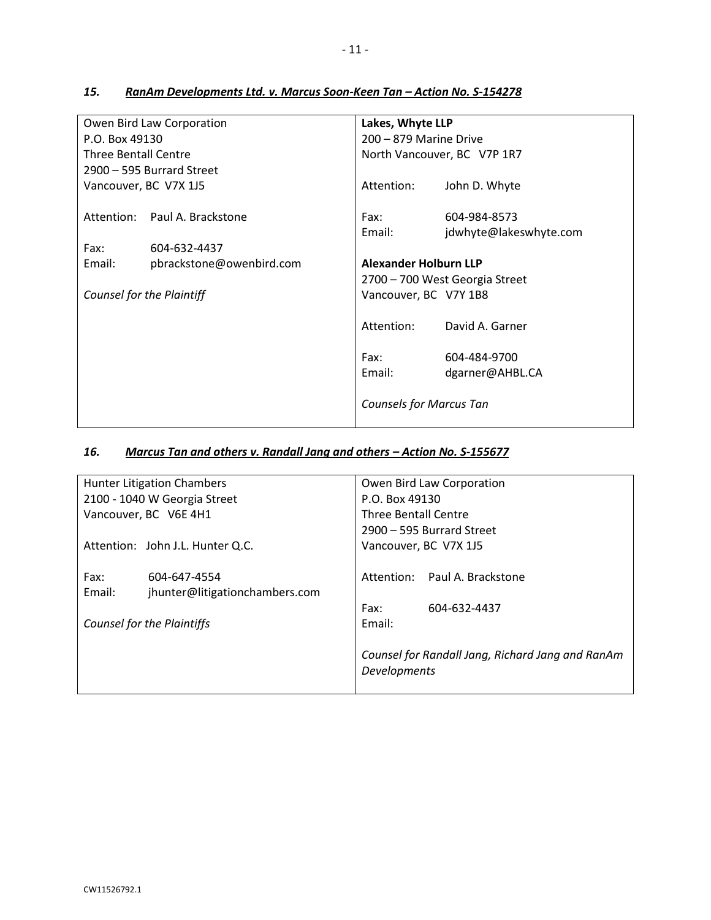### *15. RanAm Developments Ltd. v. Marcus Soon-Keen Tan – Action No. S-154278*

| | |
|---|---|
| Owen Bird Law Corporation<br>P.O. Box 49130<br>Three Bentall Centre<br>2900 – 595 Burrard Street<br>Vancouver, BC V7X 1J5<br><br>Attention: Paul A. Brackstone<br><br>Fax: 604-632-4437<br>Email: pbrackstone@owenbird.com<br><br>*Counsel for the Plaintiff* | **Lakes, Whyte LLP**<br>200 – 879 Marine Drive<br>North Vancouver, BC V7P 1R7<br><br>Attention: John D. Whyte<br><br>Fax: 604-984-8573<br>Email: jdwhyte@lakeswhyte.com<br><br>**Alexander Holburn LLP**<br>2700 – 700 West Georgia Street<br>Vancouver, BC V7Y 1B8<br><br>Attention: David A. Garner<br><br>Fax: 604-484-9700<br>Email: dgarner@AHBL.CA<br><br>*Counsels for Marcus Tan* |

### *16. Marcus Tan and others v. Randall Jang and others – Action No. S-155677*

| | |
|---|---|
| Hunter Litigation Chambers<br>2100 - 1040 W Georgia Street<br>Vancouver, BC V6E 4H1<br><br>Attention: John J.L. Hunter Q.C.<br><br>Fax: 604-647-4554<br>Email: jhunter@litigationchambers.com<br><br>*Counsel for the Plaintiffs* | Owen Bird Law Corporation<br>P.O. Box 49130<br>Three Bentall Centre<br>2900 – 595 Burrard Street<br>Vancouver, BC V7X 1J5<br><br>Attention: Paul A. Brackstone<br><br>Fax: 604-632-4437<br>Email:<br><br>*Counsel for Randall Jang, Richard Jang and RanAm Developments* |

CW11526792.1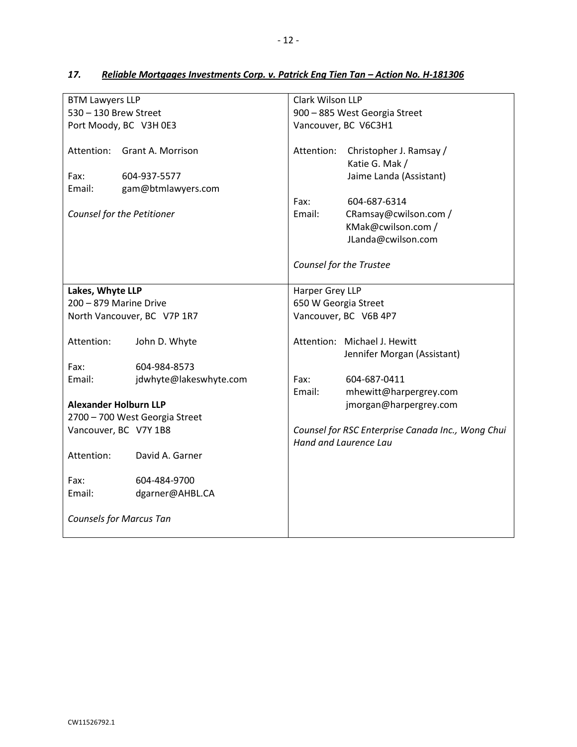### *17. Reliable Mortgages Investments Corp. v. Patrick Eng Tien Tan – Action No. H-181306*

| | |
|---|---|
| BTM Lawyers LLP<br>530 – 130 Brew Street<br>Port Moody, BC V3H 0E3<br><br>Attention: Grant A. Morrison<br><br>Fax: 604-937-5577<br>Email: gam@btmlawyers.com<br><br>*Counsel for the Petitioner* | Clark Wilson LLP<br>900 – 885 West Georgia Street<br>Vancouver, BC V6C3H1<br><br>Attention: Christopher J. Ramsay /<br>Katie G. Mak /<br>Jaime Landa (Assistant)<br><br>Fax: 604-687-6314<br>Email: CRamsay@cwilson.com /<br>KMak@cwilson.com /<br>JLanda@cwilson.com<br><br>*Counsel for the Trustee* |
| **Lakes, Whyte LLP**<br>200 – 879 Marine Drive<br>North Vancouver, BC V7P 1R7<br><br>Attention: John D. Whyte<br><br>Fax: 604-984-8573<br>Email: jdwhyte@lakeswhyte.com<br><br>**Alexander Holburn LLP**<br>2700 – 700 West Georgia Street<br>Vancouver, BC V7Y 1B8<br><br>Attention: David A. Garner<br><br>Fax: 604-484-9700<br>Email: dgarner@AHBL.CA<br><br>*Counsels for Marcus Tan* | Harper Grey LLP<br>650 W Georgia Street<br>Vancouver, BC V6B 4P7<br><br>Attention: Michael J. Hewitt<br>Jennifer Morgan (Assistant)<br><br>Fax: 604-687-0411<br>Email: mhewitt@harpergrey.com<br>jmorgan@harpergrey.com<br><br>*Counsel for RSC Enterprise Canada Inc., Wong Chui Hand and Laurence Lau* |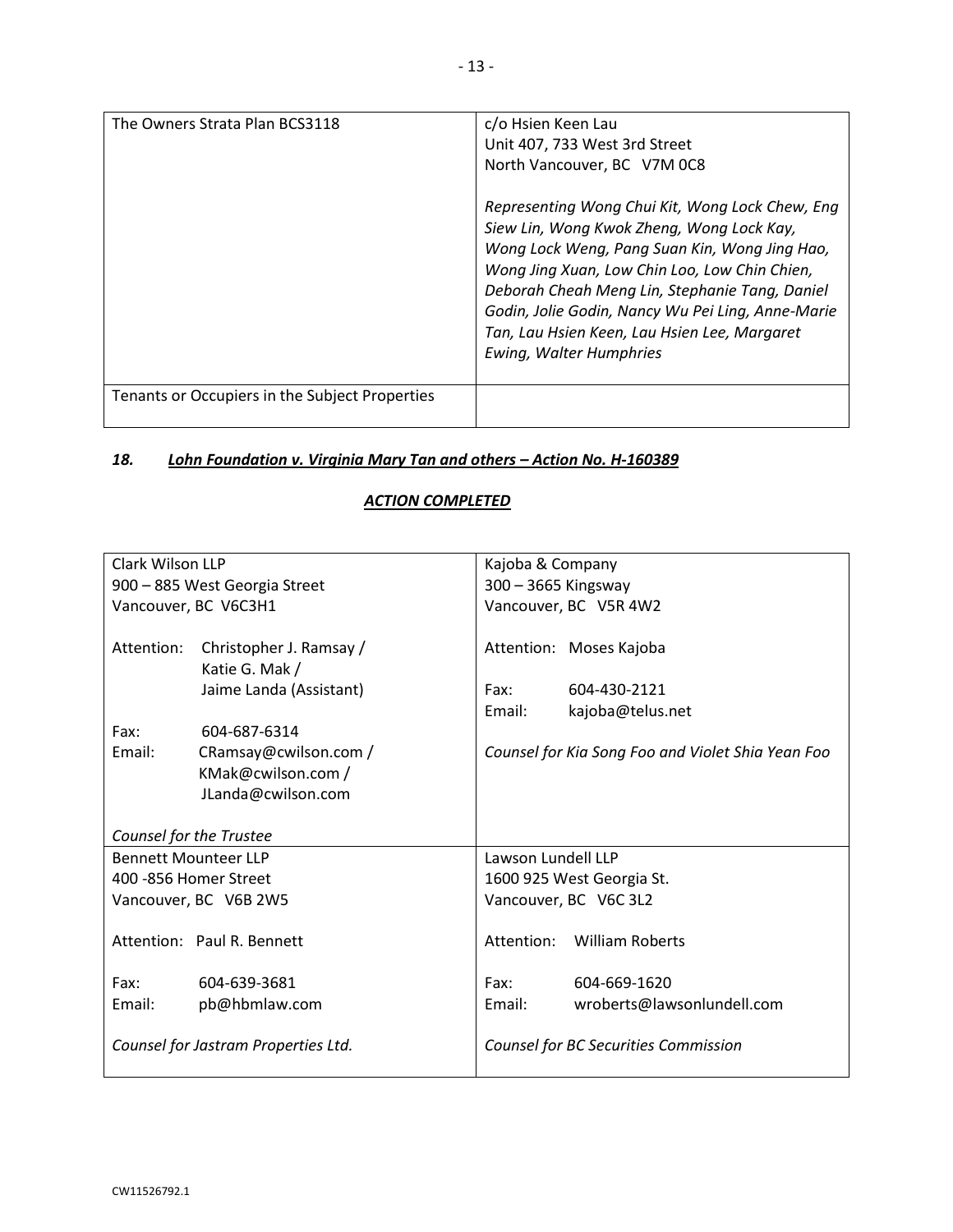| The Owners Strata Plan BCS3118 | c/o Hsien Keen Lau<br>Unit 407, 733 West 3rd Street<br>North Vancouver, BC V7M 0C8<br><br>*Representing Wong Chui Kit, Wong Lock Chew, Eng Siew Lin, Wong Kwok Zheng, Wong Lock Kay, Wong Lock Weng, Pang Suan Kin, Wong Jing Hao, Wong Jing Xuan, Low Chin Loo, Low Chin Chien, Deborah Cheah Meng Lin, Stephanie Tang, Daniel Godin, Jolie Godin, Nancy Wu Pei Ling, Anne-Marie Tan, Lau Hsien Keen, Lau Hsien Lee, Margaret Ewing, Walter Humphries* |
|---|---|
| Tenants or Occupiers in the Subject Properties | |

### *18. Lohn Foundation v. Virginia Mary Tan and others – Action No. H-160389*

***ACTION COMPLETED***

| Clark Wilson LLP<br>900 – 885 West Georgia Street<br>Vancouver, BC V6C3H1<br><br>Attention: Christopher J. Ramsay / Katie G. Mak / Jaime Landa (Assistant)<br><br>Fax: 604-687-6314<br>Email: CRamsay@cwilson.com / KMak@cwilson.com / JLanda@cwilson.com<br><br>*Counsel for the Trustee* | Kajoba & Company<br>300 – 3665 Kingsway<br>Vancouver, BC V5R 4W2<br><br>Attention: Moses Kajoba<br><br>Fax: 604-430-2121<br>Email: kajoba@telus.net<br><br>*Counsel for Kia Song Foo and Violet Shia Yean Foo* |
|---|---|
| Bennett Mounteer LLP<br>400 -856 Homer Street<br>Vancouver, BC V6B 2W5<br><br>Attention: Paul R. Bennett<br><br>Fax: 604-639-3681<br>Email: pb@hbmlaw.com<br><br>*Counsel for Jastram Properties Ltd.* | Lawson Lundell LLP<br>1600 925 West Georgia St.<br>Vancouver, BC V6C 3L2<br><br>Attention: William Roberts<br><br>Fax: 604-669-1620<br>Email: wroberts@lawsonlundell.com<br><br>*Counsel for BC Securities Commission* |

CW11526792.1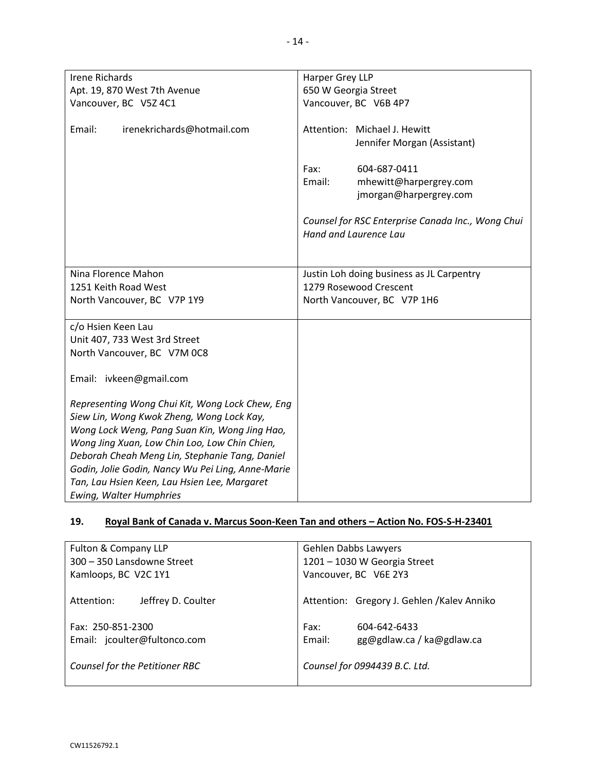| | |
|---|---|
| Irene Richards<br>Apt. 19, 870 West 7th Avenue<br>Vancouver, BC  V5Z 4C1<br><br>Email:   irenekrichards@hotmail.com | Harper Grey LLP<br>650 W Georgia Street<br>Vancouver, BC  V6B 4P7<br><br>Attention:  Michael J. Hewitt<br>Jennifer Morgan (Assistant)<br><br>Fax:   604-687-0411<br>Email:   mhewitt@harpergrey.com<br>jmorgan@harpergrey.com<br><br>*Counsel for RSC Enterprise Canada Inc., Wong Chui Hand and Laurence Lau* |
| Nina Florence Mahon<br>1251 Keith Road West<br>North Vancouver, BC  V7P 1Y9 | Justin Loh doing business as JL Carpentry<br>1279 Rosewood Crescent<br>North Vancouver, BC  V7P 1H6 |
| c/o Hsien Keen Lau<br>Unit 407, 733 West 3rd Street<br>North Vancouver, BC  V7M 0C8<br><br>Email:  ivkeen@gmail.com<br><br>*Representing Wong Chui Kit, Wong Lock Chew, Eng Siew Lin, Wong Kwok Zheng, Wong Lock Kay, Wong Lock Weng, Pang Suan Kin, Wong Jing Hao, Wong Jing Xuan, Low Chin Loo, Low Chin Chien, Deborah Cheah Meng Lin, Stephanie Tang, Daniel Godin, Jolie Godin, Nancy Wu Pei Ling, Anne-Marie Tan, Lau Hsien Keen, Lau Hsien Lee, Margaret Ewing, Walter Humphries* | |

## 19. Royal Bank of Canada v. Marcus Soon-Keen Tan and others – Action No. FOS-S-H-23401

| | |
|---|---|
| Fulton & Company LLP<br>300 – 350 Lansdowne Street<br>Kamloops, BC V2C 1Y1<br><br>Attention:   Jeffrey D. Coulter<br><br>Fax: 250-851-2300<br>Email:  jcoulter@fultonco.com<br><br>*Counsel for the Petitioner RBC* | Gehlen Dabbs Lawyers<br>1201 – 1030 W Georgia Street<br>Vancouver, BC  V6E 2Y3<br><br>Attention:  Gregory J. Gehlen /Kalev Anniko<br><br>Fax:   604-642-6433<br>Email:   gg@gdlaw.ca / ka@gdlaw.ca<br><br>*Counsel for 0994439 B.C. Ltd.* |

CW11526792.1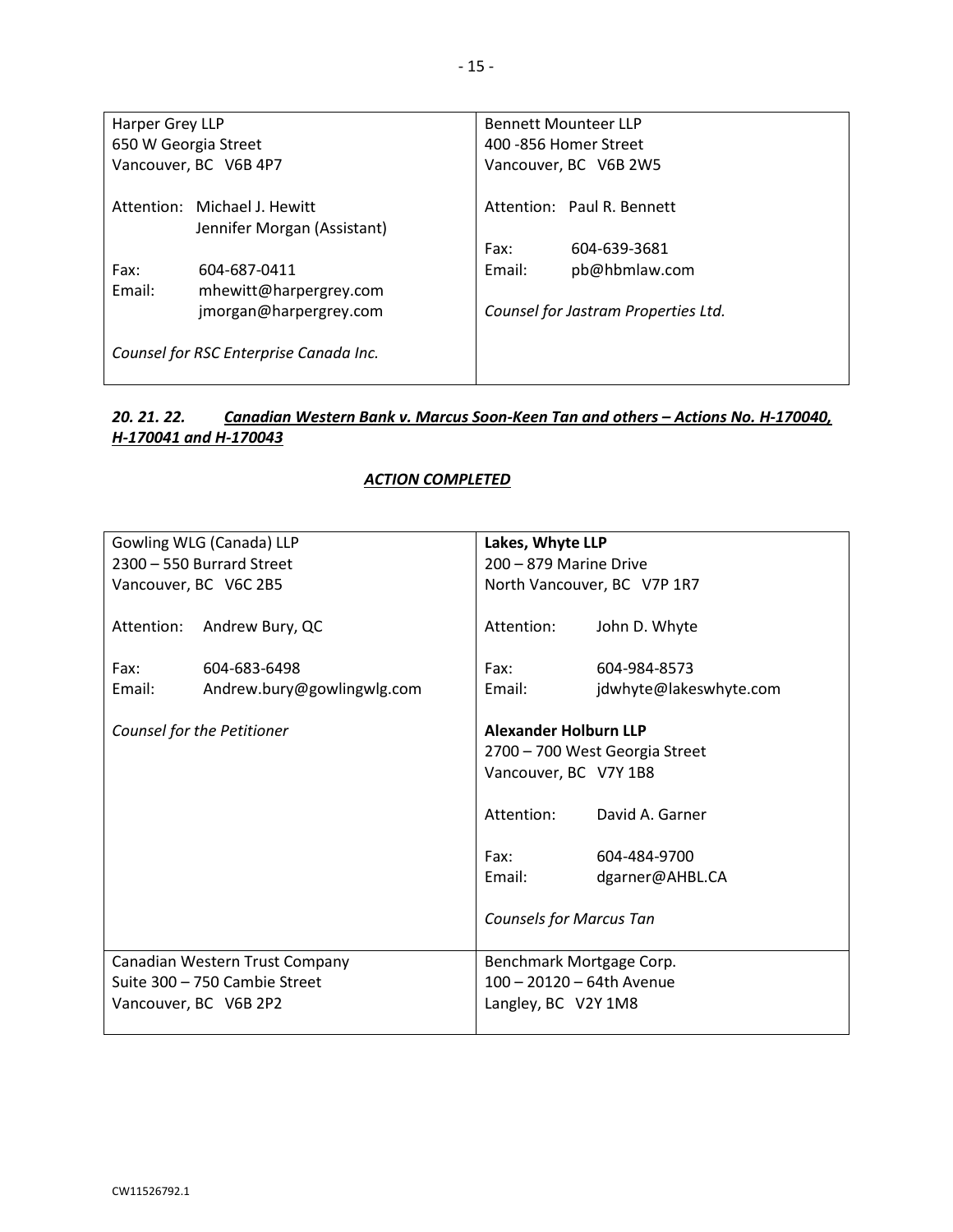| Harper Grey LLP<br>650 W Georgia Street<br>Vancouver, BC V6B 4P7<br><br>Attention: Michael J. Hewitt<br>Jennifer Morgan (Assistant)<br><br>Fax: 604-687-0411<br>Email: mhewitt@harpergrey.com<br>jmorgan@harpergrey.com<br><br>*Counsel for RSC Enterprise Canada Inc.* | Bennett Mounteer LLP<br>400 -856 Homer Street<br>Vancouver, BC V6B 2W5<br><br>Attention: Paul R. Bennett<br><br>Fax: 604-639-3681<br>Email: pb@hbmlaw.com<br><br>*Counsel for Jastram Properties Ltd.* |
| --- | --- |

***20. 21. 22. <u>Canadian Western Bank v. Marcus Soon-Keen Tan and others – Actions No. H-170040, H-170041 and H-170043</u>***

***<u>ACTION COMPLETED</u>***

| Gowling WLG (Canada) LLP<br>2300 – 550 Burrard Street<br>Vancouver, BC V6C 2B5<br><br>Attention: Andrew Bury, QC<br><br>Fax: 604-683-6498<br>Email: Andrew.bury@gowlingwlg.com<br><br>*Counsel for the Petitioner* | **Lakes, Whyte LLP**<br>200 – 879 Marine Drive<br>North Vancouver, BC V7P 1R7<br><br>Attention: John D. Whyte<br><br>Fax: 604-984-8573<br>Email: jdwhyte@lakeswhyte.com<br><br>**Alexander Holburn LLP**<br>2700 – 700 West Georgia Street<br>Vancouver, BC V7Y 1B8<br><br>Attention: David A. Garner<br><br>Fax: 604-484-9700<br>Email: dgarner@AHBL.CA<br><br>*Counsels for Marcus Tan* |
| --- | --- |
| Canadian Western Trust Company<br>Suite 300 – 750 Cambie Street<br>Vancouver, BC V6B 2P2 | Benchmark Mortgage Corp.<br>100 – 20120 – 64th Avenue<br>Langley, BC V2Y 1M8 |

CW11526792.1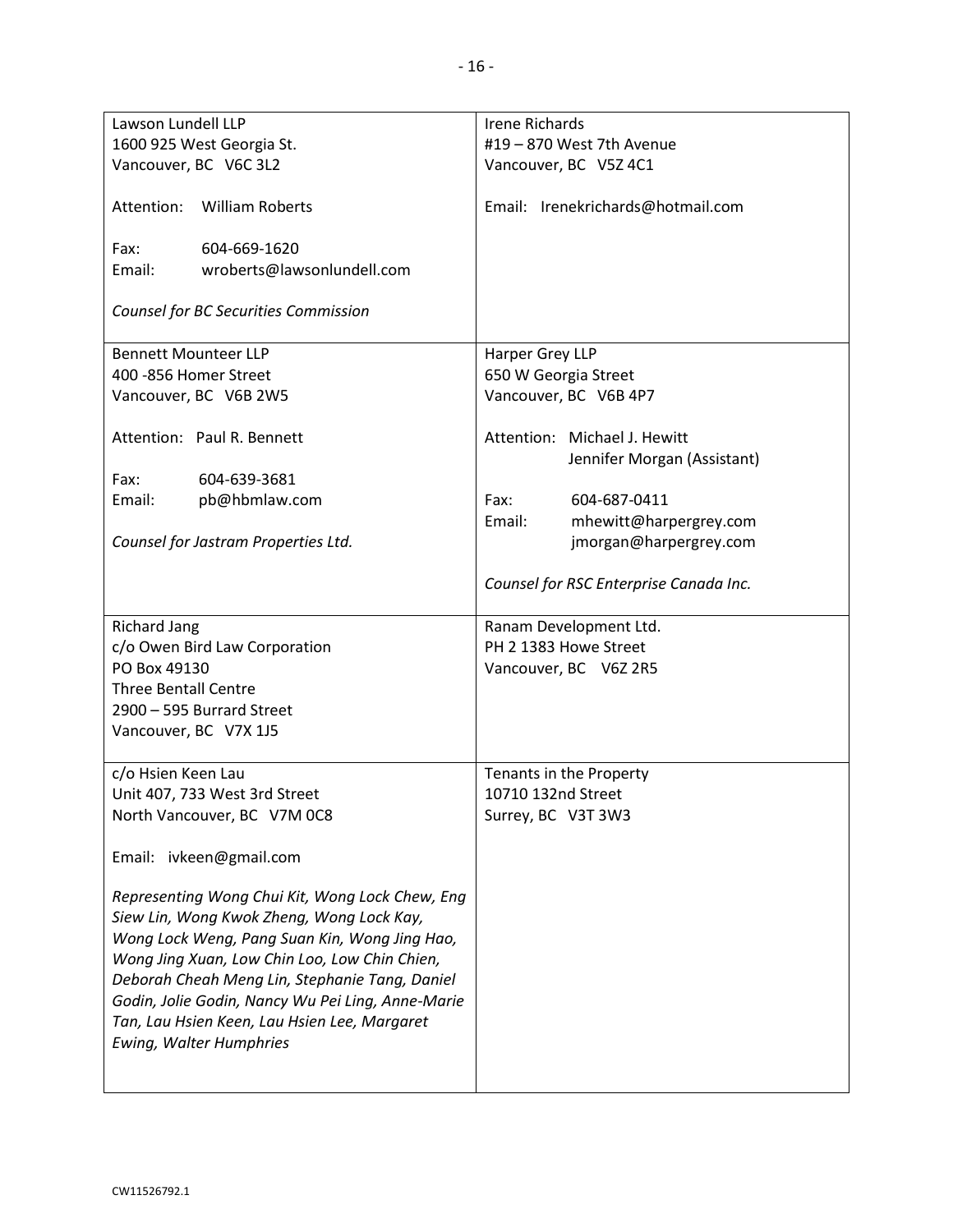| | |
|---|---|
| Lawson Lundell LLP<br>1600 925 West Georgia St.<br>Vancouver, BC V6C 3L2<br><br>Attention: William Roberts<br><br>Fax: 604-669-1620<br>Email: wroberts@lawsonlundell.com<br><br>*Counsel for BC Securities Commission* | Irene Richards<br>#19 – 870 West 7th Avenue<br>Vancouver, BC V5Z 4C1<br><br>Email: Irenekrichards@hotmail.com |
| Bennett Mounteer LLP<br>400 -856 Homer Street<br>Vancouver, BC V6B 2W5<br><br>Attention: Paul R. Bennett<br><br>Fax: 604-639-3681<br>Email: pb@hbmlaw.com<br><br>*Counsel for Jastram Properties Ltd.* | Harper Grey LLP<br>650 W Georgia Street<br>Vancouver, BC V6B 4P7<br><br>Attention: Michael J. Hewitt<br>Jennifer Morgan (Assistant)<br><br>Fax: 604-687-0411<br>Email: mhewitt@harpergrey.com<br>jmorgan@harpergrey.com<br><br>*Counsel for RSC Enterprise Canada Inc.* |
| Richard Jang<br>c/o Owen Bird Law Corporation<br>PO Box 49130<br>Three Bentall Centre<br>2900 – 595 Burrard Street<br>Vancouver, BC V7X 1J5 | Ranam Development Ltd.<br>PH 2 1383 Howe Street<br>Vancouver, BC V6Z 2R5 |
| c/o Hsien Keen Lau<br>Unit 407, 733 West 3rd Street<br>North Vancouver, BC V7M 0C8<br><br>Email: ivkeen@gmail.com<br><br>*Representing Wong Chui Kit, Wong Lock Chew, Eng Siew Lin, Wong Kwok Zheng, Wong Lock Kay, Wong Lock Weng, Pang Suan Kin, Wong Jing Hao, Wong Jing Xuan, Low Chin Loo, Low Chin Chien, Deborah Cheah Meng Lin, Stephanie Tang, Daniel Godin, Jolie Godin, Nancy Wu Pei Ling, Anne-Marie Tan, Lau Hsien Keen, Lau Hsien Lee, Margaret Ewing, Walter Humphries* | Tenants in the Property<br>10710 132nd Street<br>Surrey, BC V3T 3W3 |

CW11526792.1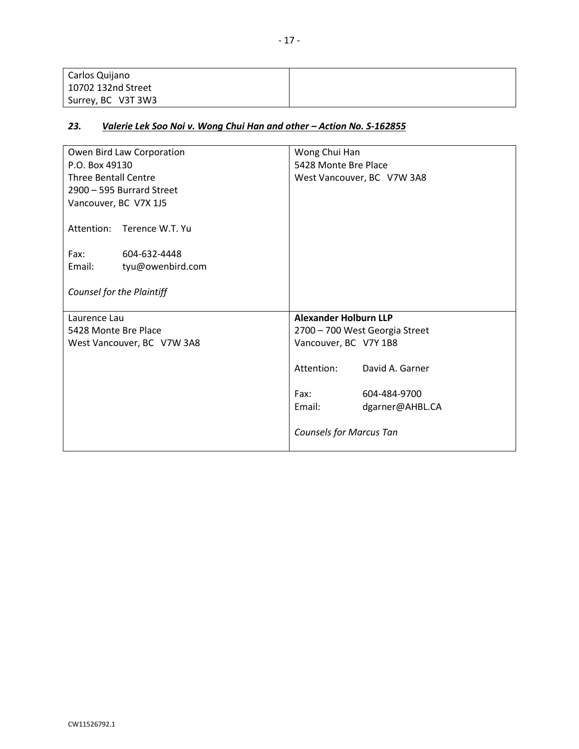| Carlos Quijano<br>10702 132nd Street<br>Surrey, BC V3T 3W3 | |
|---|---|

### *23. Valerie Lek Soo Noi v. Wong Chui Han and other – Action No. S-162855*

| Owen Bird Law Corporation<br>P.O. Box 49130<br>Three Bentall Centre<br>2900 – 595 Burrard Street<br>Vancouver, BC V7X 1J5<br><br>Attention: Terence W.T. Yu<br><br>Fax: 604-632-4448<br>Email: tyu@owenbird.com<br><br>*Counsel for the Plaintiff* | Wong Chui Han<br>5428 Monte Bre Place<br>West Vancouver, BC V7W 3A8 |
|---|---|
| Laurence Lau<br>5428 Monte Bre Place<br>West Vancouver, BC V7W 3A8 | **Alexander Holburn LLP**<br>2700 – 700 West Georgia Street<br>Vancouver, BC V7Y 1B8<br><br>Attention: David A. Garner<br><br>Fax: 604-484-9700<br>Email: dgarner@AHBL.CA<br><br>*Counsels for Marcus Tan* |

CW11526792.1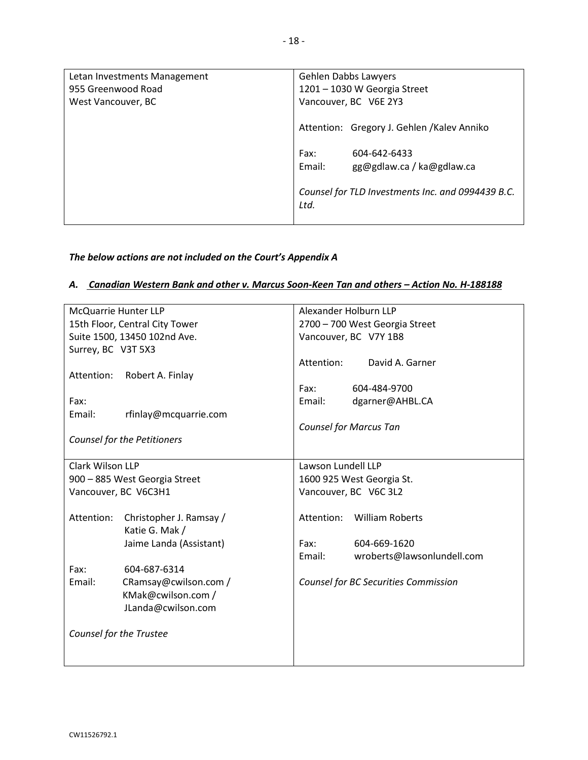| Letan Investments Management<br>955 Greenwood Road<br>West Vancouver, BC | Gehlen Dabbs Lawyers<br>1201 – 1030 W Georgia Street<br>Vancouver, BC V6E 2Y3<br><br>Attention: Gregory J. Gehlen /Kalev Anniko<br><br>Fax: 604-642-6433<br>Email: gg@gdlaw.ca / ka@gdlaw.ca<br><br>*Counsel for TLD Investments Inc. and 0994439 B.C. Ltd.* |
|---|---|

***The below actions are not included on the Court's Appendix A***

### *A. Canadian Western Bank and other v. Marcus Soon-Keen Tan and others – Action No. H-188188*

| McQuarrie Hunter LLP<br>15th Floor, Central City Tower<br>Suite 1500, 13450 102nd Ave.<br>Surrey, BC V3T 5X3<br><br>Attention: Robert A. Finlay<br><br>Fax:<br>Email: rfinlay@mcquarrie.com<br><br>*Counsel for the Petitioners* | Alexander Holburn LLP<br>2700 – 700 West Georgia Street<br>Vancouver, BC V7Y 1B8<br><br>Attention: David A. Garner<br><br>Fax: 604-484-9700<br>Email: dgarner@AHBL.CA<br><br>*Counsel for Marcus Tan* |
|---|---|
| Clark Wilson LLP<br>900 – 885 West Georgia Street<br>Vancouver, BC V6C3H1<br><br>Attention: Christopher J. Ramsay / Katie G. Mak / Jaime Landa (Assistant)<br><br>Fax: 604-687-6314<br>Email: CRamsay@cwilson.com / KMak@cwilson.com / JLanda@cwilson.com<br><br>*Counsel for the Trustee* | Lawson Lundell LLP<br>1600 925 West Georgia St.<br>Vancouver, BC V6C 3L2<br><br>Attention: William Roberts<br><br>Fax: 604-669-1620<br>Email: wroberts@lawsonlundell.com<br><br>*Counsel for BC Securities Commission* |

CW11526792.1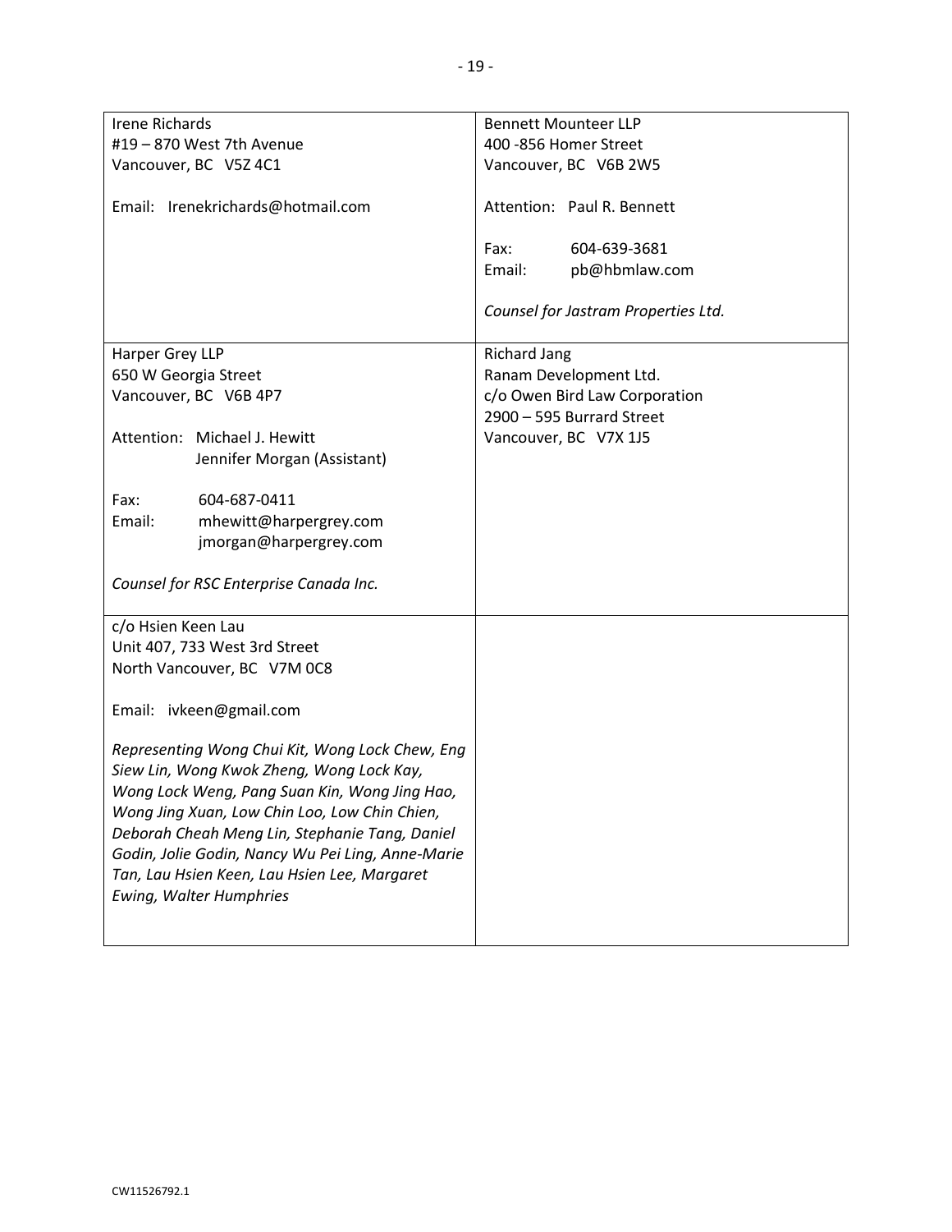| | |
|---|---|
| Irene Richards<br>#19 – 870 West 7th Avenue<br>Vancouver, BC V5Z 4C1<br><br>Email: Irenekrichards@hotmail.com | Bennett Mounteer LLP<br>400 -856 Homer Street<br>Vancouver, BC V6B 2W5<br><br>Attention: Paul R. Bennett<br><br>Fax: 604-639-3681<br>Email: pb@hbmlaw.com<br><br>*Counsel for Jastram Properties Ltd.* |
| Harper Grey LLP<br>650 W Georgia Street<br>Vancouver, BC V6B 4P7<br><br>Attention: Michael J. Hewitt<br>Jennifer Morgan (Assistant)<br><br>Fax: 604-687-0411<br>Email: mhewitt@harpergrey.com<br>jmorgan@harpergrey.com<br><br>*Counsel for RSC Enterprise Canada Inc.* | Richard Jang<br>Ranam Development Ltd.<br>c/o Owen Bird Law Corporation<br>2900 – 595 Burrard Street<br>Vancouver, BC V7X 1J5 |
| c/o Hsien Keen Lau<br>Unit 407, 733 West 3rd Street<br>North Vancouver, BC V7M 0C8<br><br>Email: ivkeen@gmail.com<br><br>*Representing Wong Chui Kit, Wong Lock Chew, Eng Siew Lin, Wong Kwok Zheng, Wong Lock Kay, Wong Lock Weng, Pang Suan Kin, Wong Jing Hao, Wong Jing Xuan, Low Chin Loo, Low Chin Chien, Deborah Cheah Meng Lin, Stephanie Tang, Daniel Godin, Jolie Godin, Nancy Wu Pei Ling, Anne-Marie Tan, Lau Hsien Keen, Lau Hsien Lee, Margaret Ewing, Walter Humphries* | |

CW11526792.1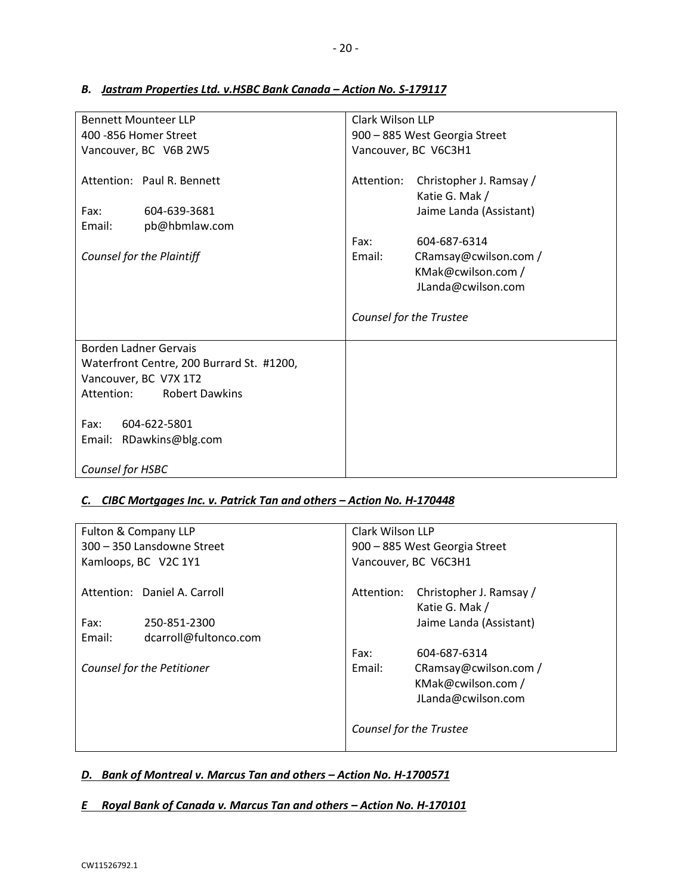***B. Jastram Properties Ltd. v.HSBC Bank Canada – Action No. S-179117***

| | |
|---|---|
| Bennett Mounteer LLP<br>400 -856 Homer Street<br>Vancouver, BC V6B 2W5<br><br>Attention: Paul R. Bennett<br><br>Fax: 604-639-3681<br>Email: pb@hbmlaw.com<br><br>*Counsel for the Plaintiff* | Clark Wilson LLP<br>900 – 885 West Georgia Street<br>Vancouver, BC V6C3H1<br><br>Attention: Christopher J. Ramsay / Katie G. Mak / Jaime Landa (Assistant)<br><br>Fax: 604-687-6314<br>Email: CRamsay@cwilson.com / KMak@cwilson.com / JLanda@cwilson.com<br><br>*Counsel for the Trustee* |
| Borden Ladner Gervais<br>Waterfront Centre, 200 Burrard St. #1200,<br>Vancouver, BC V7X 1T2<br>Attention: Robert Dawkins<br><br>Fax: 604-622-5801<br>Email: RDawkins@blg.com<br><br>*Counsel for HSBC* | |

***C. CIBC Mortgages Inc. v. Patrick Tan and others – Action No. H-170448***

| | |
|---|---|
| Fulton & Company LLP<br>300 – 350 Lansdowne Street<br>Kamloops, BC V2C 1Y1<br><br>Attention: Daniel A. Carroll<br><br>Fax: 250-851-2300<br>Email: dcarroll@fultonco.com<br><br>*Counsel for the Petitioner* | Clark Wilson LLP<br>900 – 885 West Georgia Street<br>Vancouver, BC V6C3H1<br><br>Attention: Christopher J. Ramsay / Katie G. Mak / Jaime Landa (Assistant)<br><br>Fax: 604-687-6314<br>Email: CRamsay@cwilson.com / KMak@cwilson.com / JLanda@cwilson.com<br><br>*Counsel for the Trustee* |

***D. Bank of Montreal v. Marcus Tan and others – Action No. H-1700571***

***E Royal Bank of Canada v. Marcus Tan and others – Action No. H-170101***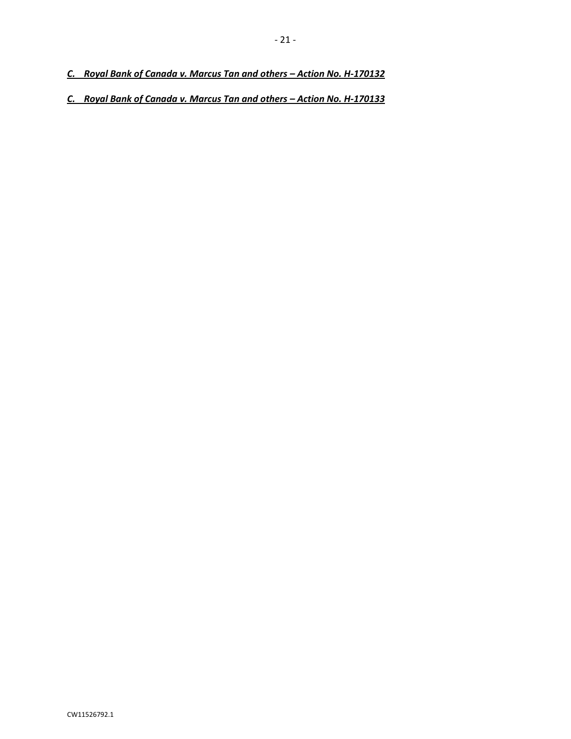***C. Royal Bank of Canada v. Marcus Tan and others – Action No. H-170132***

***C. Royal Bank of Canada v. Marcus Tan and others – Action No. H-170133***

CW11526792.1